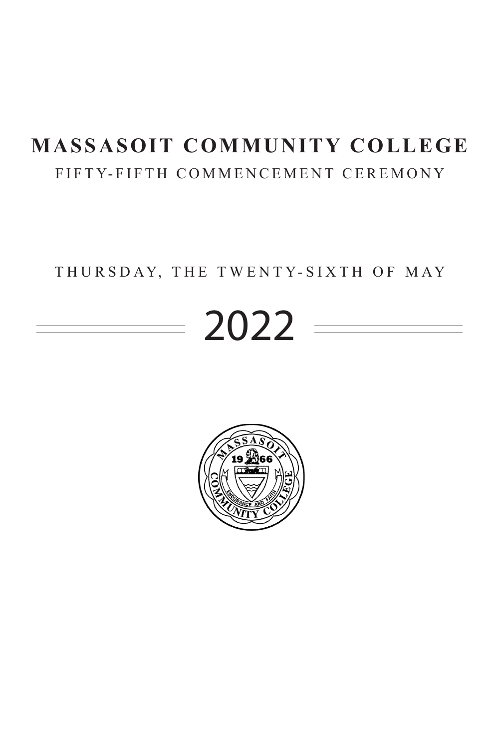# MASSASOIT COMMUNITY COLLEGE

FIFTY-FIFTH COMMENCEMENT CEREMONY

THURSDAY, THE TWENTY-SIXTH OF MAY

2022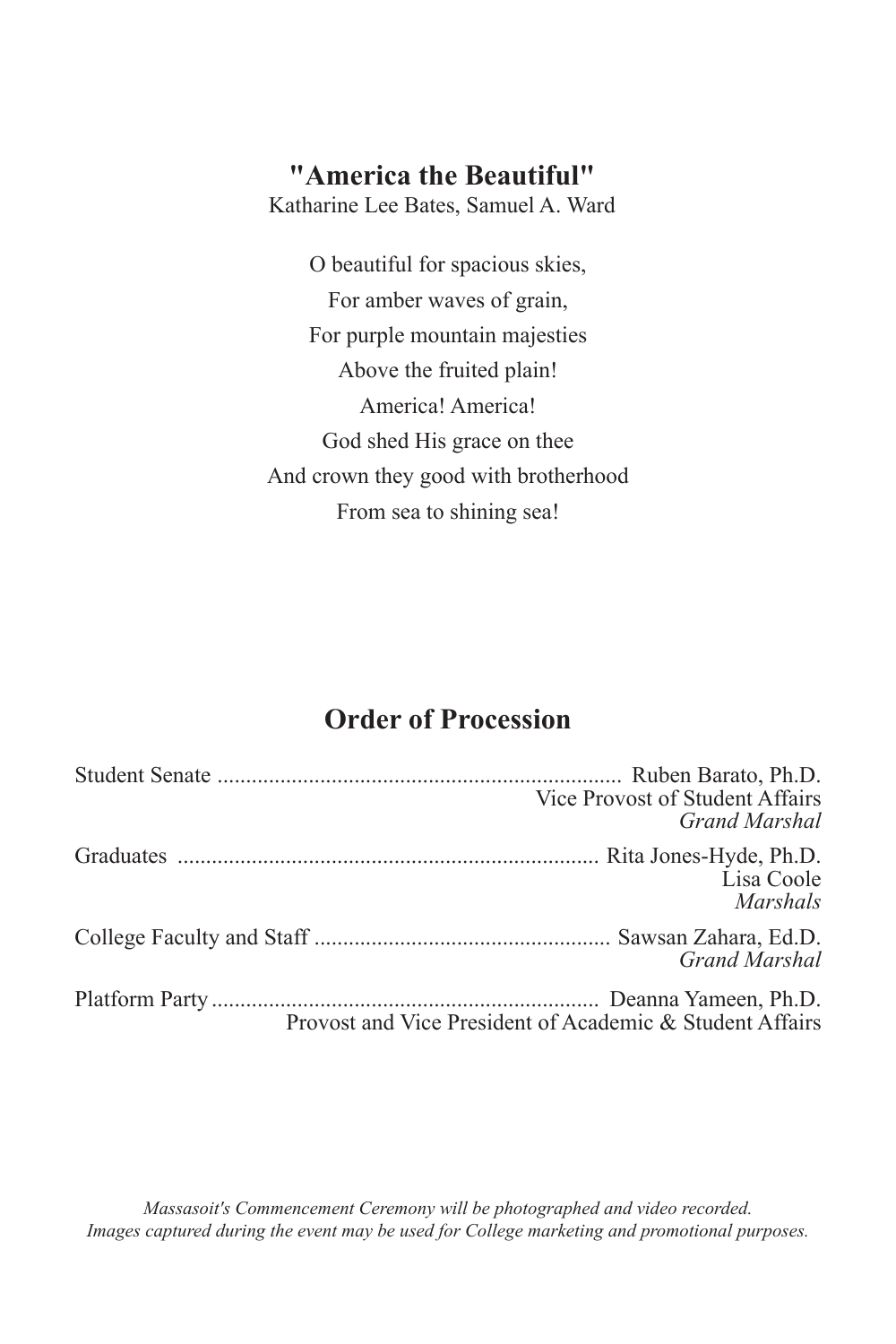## "America the Beautiful"

Katharine Lee Bates, Samuel A. Ward

O beautiful for spacious skies,
For amber waves of grain,
For purple mountain majesties
Above the fruited plain!
America! America!
God shed His grace on thee
And crown they good with brotherhood
From sea to shining sea!

## Order of Procession

Student Senate ...................................................................... Ruben Barato, Ph.D.
Vice Provost of Student Affairs
*Grand Marshal*

Graduates ......................................................................... Rita Jones-Hyde, Ph.D.
Lisa Coole
*Marshals*

College Faculty and Staff ................................................... Sawsan Zahara, Ed.D.
*Grand Marshal*

Platform Party ................................................................... Deanna Yameen, Ph.D.
Provost and Vice President of Academic & Student Affairs

*Massasoit's Commencement Ceremony will be photographed and video recorded.*
*Images captured during the event may be used for College marketing and promotional purposes.*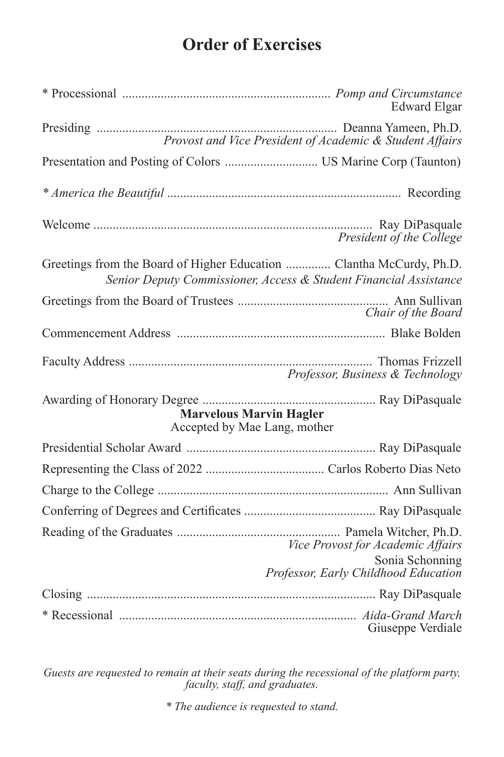# Order of Exercises

\* Processional ................................................................ *Pomp and Circumstance*
Edward Elgar

Presiding ........................................................................... Deanna Yameen, Ph.D.
*Provost and Vice President of Academic & Student Affairs*

Presentation and Posting of Colors ............................. US Marine Corp (Taunton)

*\* America the Beautiful* ........................................................................ Recording

Welcome ....................................................................................... Ray DiPasquale
*President of the College*

Greetings from the Board of Higher Education .............. Clantha McCurdy, Ph.D.
*Senior Deputy Commissioner, Access & Student Financial Assistance*

Greetings from the Board of Trustees .............................................. Ann Sullivan
*Chair of the Board*

Commencement Address ................................................................. Blake Bolden

Faculty Address ............................................................................ Thomas Frizzell
*Professor, Business & Technology*

Awarding of Honorary Degree ...................................................... Ray DiPasquale
**Marvelous Marvin Hagler**
Accepted by Mae Lang, mother

Presidential Scholar Award ........................................................... Ray DiPasquale

Representing the Class of 2022 .................................... Carlos Roberto Dias Neto

Charge to the College ....................................................................... Ann Sullivan

Conferring of Degrees and Certificates ......................................... Ray DiPasquale

Reading of the Graduates .................................................. Pamela Witcher, Ph.D.
*Vice Provost for Academic Affairs*
Sonia Schonning
*Professor, Early Childhood Education*

Closing ........................................................................................... Ray DiPasquale

\* Recessional ......................................................................... *Aida-Grand March*
Giuseppe Verdiale

*Guests are requested to remain at their seats during the recessional of the platform party, faculty, staff, and graduates.*

*\* The audience is requested to stand.*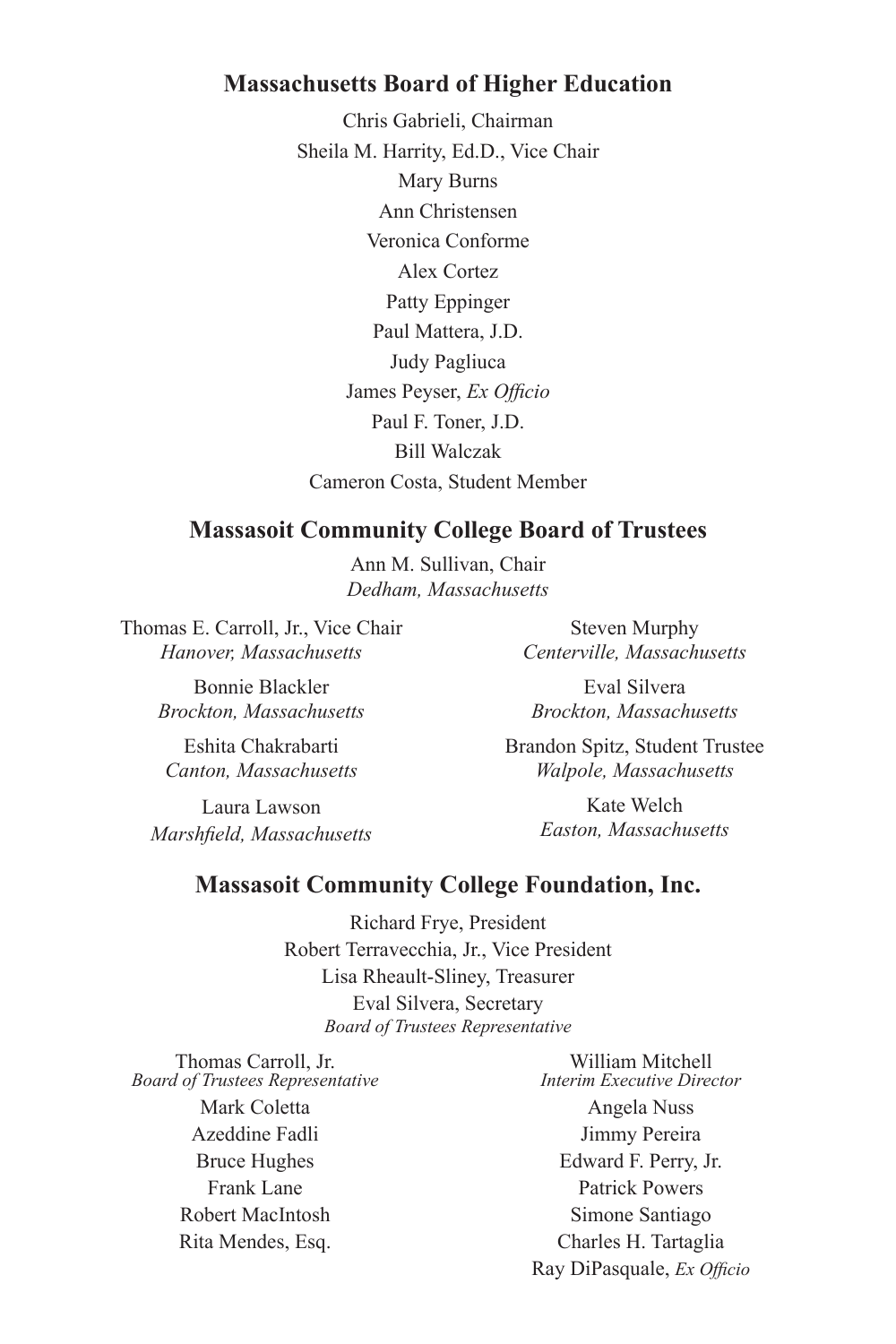## Massachusetts Board of Higher Education

Chris Gabrieli, Chairman
Sheila M. Harrity, Ed.D., Vice Chair
Mary Burns
Ann Christensen
Veronica Conforme
Alex Cortez
Patty Eppinger
Paul Mattera, J.D.
Judy Pagliuca
James Peyser, *Ex Officio*
Paul F. Toner, J.D.
Bill Walczak
Cameron Costa, Student Member

## Massasoit Community College Board of Trustees

Ann M. Sullivan, Chair
*Dedham, Massachusetts*

Thomas E. Carroll, Jr., Vice Chair
*Hanover, Massachusetts*

Bonnie Blackler
*Brockton, Massachusetts*

Eshita Chakrabarti
*Canton, Massachusetts*

Laura Lawson
*Marshfield, Massachusetts*

Steven Murphy
*Centerville, Massachusetts*

Eval Silvera
*Brockton, Massachusetts*

Brandon Spitz, Student Trustee
*Walpole, Massachusetts*

Kate Welch
*Easton, Massachusetts*

## Massasoit Community College Foundation, Inc.

Richard Frye, President
Robert Terravecchia, Jr., Vice President
Lisa Rheault-Sliney, Treasurer
Eval Silvera, Secretary
*Board of Trustees Representative*

Thomas Carroll, Jr.
*Board of Trustees Representative*
Mark Coletta
Azeddine Fadli
Bruce Hughes
Frank Lane
Robert MacIntosh
Rita Mendes, Esq.

William Mitchell
*Interim Executive Director*
Angela Nuss
Jimmy Pereira
Edward F. Perry, Jr.
Patrick Powers
Simone Santiago
Charles H. Tartaglia
Ray DiPasquale, *Ex Officio*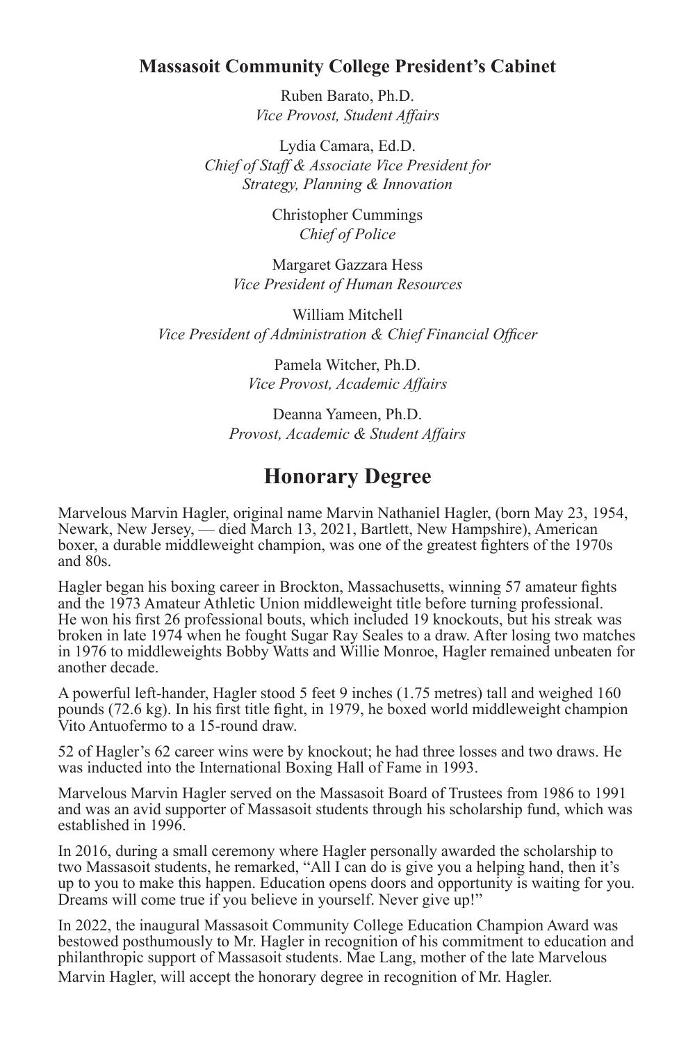### Massasoit Community College President's Cabinet

Ruben Barato, Ph.D.
*Vice Provost, Student Affairs*

Lydia Camara, Ed.D.
*Chief of Staff & Associate Vice President for Strategy, Planning & Innovation*

Christopher Cummings
*Chief of Police*

Margaret Gazzara Hess
*Vice President of Human Resources*

William Mitchell
*Vice President of Administration & Chief Financial Officer*

Pamela Witcher, Ph.D.
*Vice Provost, Academic Affairs*

Deanna Yameen, Ph.D.
*Provost, Academic & Student Affairs*

## Honorary Degree

Marvelous Marvin Hagler, original name Marvin Nathaniel Hagler, (born May 23, 1954, Newark, New Jersey, — died March 13, 2021, Bartlett, New Hampshire), American boxer, a durable middleweight champion, was one of the greatest fighters of the 1970s and 80s.

Hagler began his boxing career in Brockton, Massachusetts, winning 57 amateur fights and the 1973 Amateur Athletic Union middleweight title before turning professional. He won his first 26 professional bouts, which included 19 knockouts, but his streak was broken in late 1974 when he fought Sugar Ray Seales to a draw. After losing two matches in 1976 to middleweights Bobby Watts and Willie Monroe, Hagler remained unbeaten for another decade.

A powerful left-hander, Hagler stood 5 feet 9 inches (1.75 metres) tall and weighed 160 pounds (72.6 kg). In his first title fight, in 1979, he boxed world middleweight champion Vito Antuofermo to a 15-round draw.

52 of Hagler's 62 career wins were by knockout; he had three losses and two draws. He was inducted into the International Boxing Hall of Fame in 1993.

Marvelous Marvin Hagler served on the Massasoit Board of Trustees from 1986 to 1991 and was an avid supporter of Massasoit students through his scholarship fund, which was established in 1996.

In 2016, during a small ceremony where Hagler personally awarded the scholarship to two Massasoit students, he remarked, "All I can do is give you a helping hand, then it's up to you to make this happen. Education opens doors and opportunity is waiting for you. Dreams will come true if you believe in yourself. Never give up!"

In 2022, the inaugural Massasoit Community College Education Champion Award was bestowed posthumously to Mr. Hagler in recognition of his commitment to education and philanthropic support of Massasoit students. Mae Lang, mother of the late Marvelous Marvin Hagler, will accept the honorary degree in recognition of Mr. Hagler.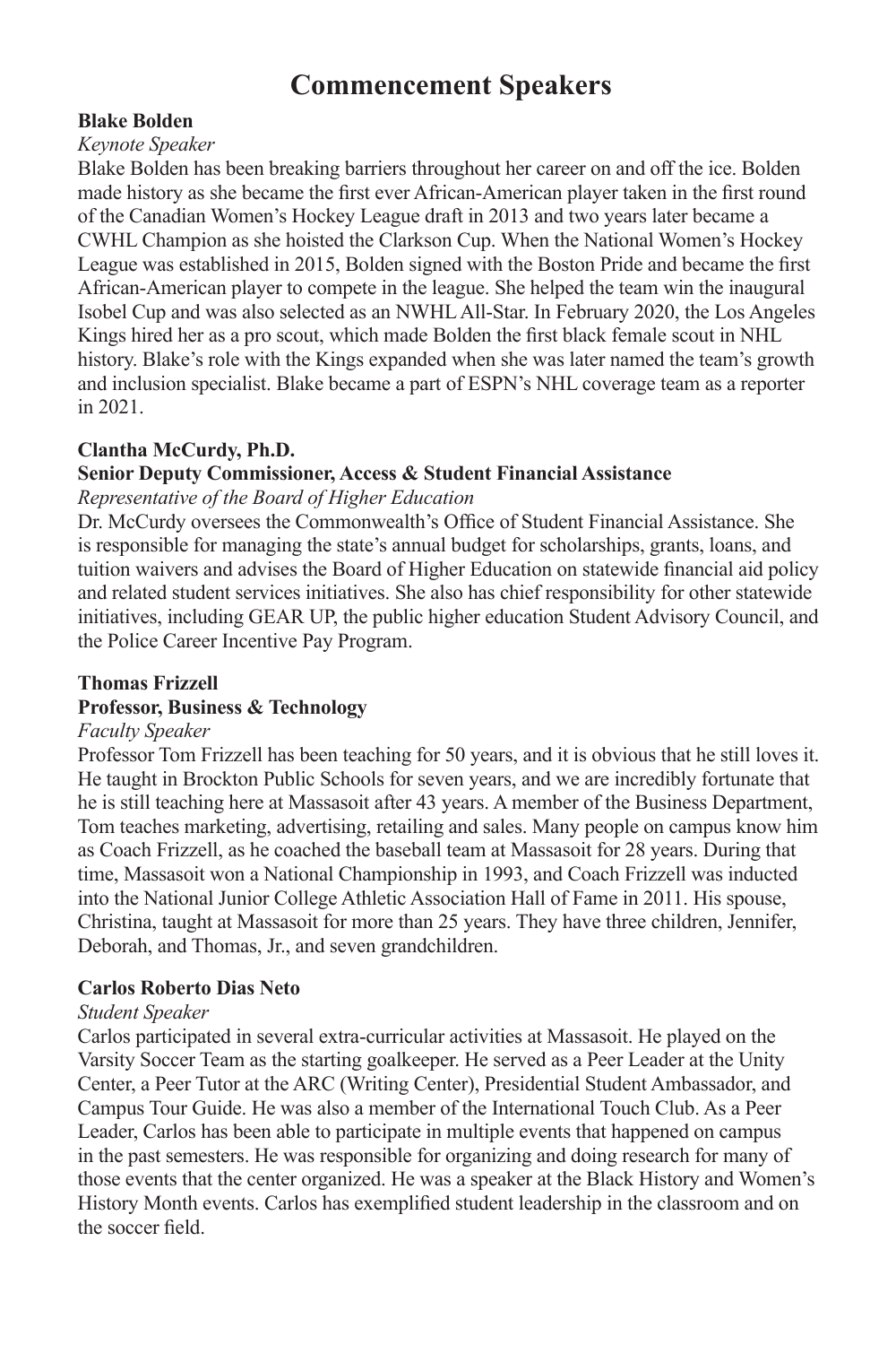# Commencement Speakers

**Blake Bolden**

*Keynote Speaker*

Blake Bolden has been breaking barriers throughout her career on and off the ice. Bolden made history as she became the first ever African-American player taken in the first round of the Canadian Women's Hockey League draft in 2013 and two years later became a CWHL Champion as she hoisted the Clarkson Cup. When the National Women's Hockey League was established in 2015, Bolden signed with the Boston Pride and became the first African-American player to compete in the league. She helped the team win the inaugural Isobel Cup and was also selected as an NWHL All-Star. In February 2020, the Los Angeles Kings hired her as a pro scout, which made Bolden the first black female scout in NHL history. Blake's role with the Kings expanded when she was later named the team's growth and inclusion specialist. Blake became a part of ESPN's NHL coverage team as a reporter in 2021.

**Clantha McCurdy, Ph.D.**

**Senior Deputy Commissioner, Access & Student Financial Assistance**

*Representative of the Board of Higher Education*

Dr. McCurdy oversees the Commonwealth's Office of Student Financial Assistance. She is responsible for managing the state's annual budget for scholarships, grants, loans, and tuition waivers and advises the Board of Higher Education on statewide financial aid policy and related student services initiatives. She also has chief responsibility for other statewide initiatives, including GEAR UP, the public higher education Student Advisory Council, and the Police Career Incentive Pay Program.

**Thomas Frizzell**

**Professor, Business & Technology**

*Faculty Speaker*

Professor Tom Frizzell has been teaching for 50 years, and it is obvious that he still loves it. He taught in Brockton Public Schools for seven years, and we are incredibly fortunate that he is still teaching here at Massasoit after 43 years. A member of the Business Department, Tom teaches marketing, advertising, retailing and sales. Many people on campus know him as Coach Frizzell, as he coached the baseball team at Massasoit for 28 years. During that time, Massasoit won a National Championship in 1993, and Coach Frizzell was inducted into the National Junior College Athletic Association Hall of Fame in 2011. His spouse, Christina, taught at Massasoit for more than 25 years. They have three children, Jennifer, Deborah, and Thomas, Jr., and seven grandchildren.

**Carlos Roberto Dias Neto**

*Student Speaker*

Carlos participated in several extra-curricular activities at Massasoit. He played on the Varsity Soccer Team as the starting goalkeeper. He served as a Peer Leader at the Unity Center, a Peer Tutor at the ARC (Writing Center), Presidential Student Ambassador, and Campus Tour Guide. He was also a member of the International Touch Club. As a Peer Leader, Carlos has been able to participate in multiple events that happened on campus in the past semesters. He was responsible for organizing and doing research for many of those events that the center organized. He was a speaker at the Black History and Women's History Month events. Carlos has exemplified student leadership in the classroom and on the soccer field.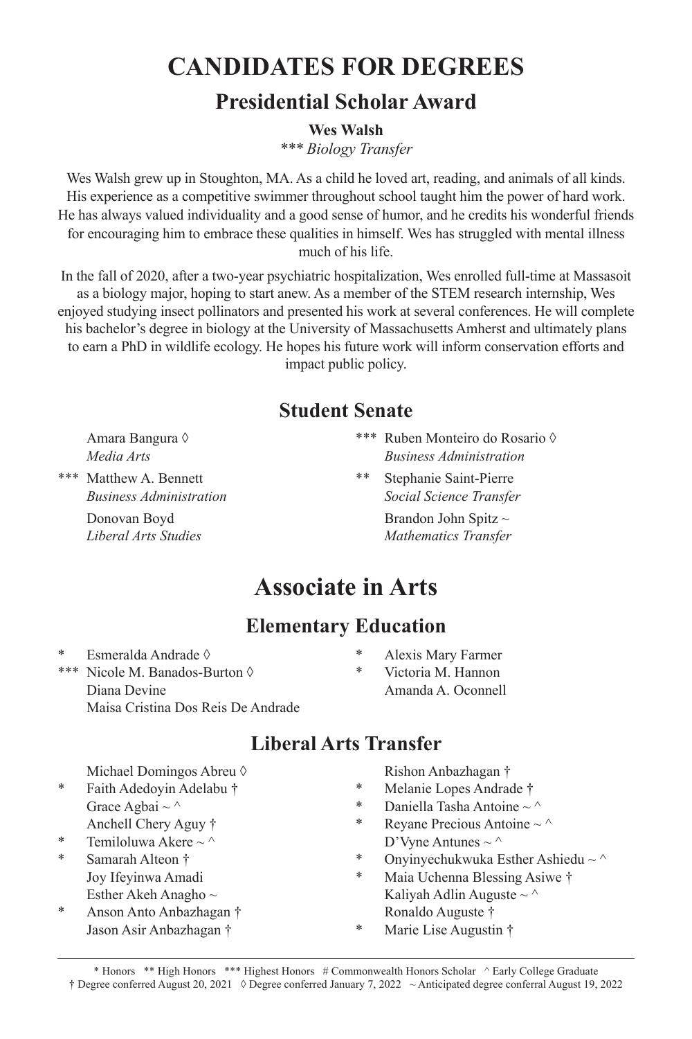# CANDIDATES FOR DEGREES

## Presidential Scholar Award

**Wes Walsh**

*** *Biology Transfer*

Wes Walsh grew up in Stoughton, MA. As a child he loved art, reading, and animals of all kinds. His experience as a competitive swimmer throughout school taught him the power of hard work. He has always valued individuality and a good sense of humor, and he credits his wonderful friends for encouraging him to embrace these qualities in himself. Wes has struggled with mental illness much of his life.

In the fall of 2020, after a two-year psychiatric hospitalization, Wes enrolled full-time at Massasoit as a biology major, hoping to start anew. As a member of the STEM research internship, Wes enjoyed studying insect pollinators and presented his work at several conferences. He will complete his bachelor's degree in biology at the University of Massachusetts Amherst and ultimately plans to earn a PhD in wildlife ecology. He hopes his future work will inform conservation efforts and impact public policy.

## Student Senate

Amara Bangura ◊
*Media Arts*

*** Matthew A. Bennett
*Business Administration*

Donovan Boyd
*Liberal Arts Studies*

*** Ruben Monteiro do Rosario ◊
*Business Administration*

** Stephanie Saint-Pierre
*Social Science Transfer*

Brandon John Spitz ~
*Mathematics Transfer*

# Associate in Arts

## Elementary Education

* Esmeralda Andrade ◊
*** Nicole M. Banados-Burton ◊
Diana Devine
Maisa Cristina Dos Reis De Andrade
* Alexis Mary Farmer
* Victoria M. Hannon
Amanda A. Oconnell

## Liberal Arts Transfer

Michael Domingos Abreu ◊
* Faith Adedoyin Adelabu †
Grace Agbai ~ ^
Anchell Chery Aguy †
* Temiloluwa Akere ~ ^
* Samarah Alteon †
Joy Ifeyinwa Amadi
Esther Akeh Anagho ~
* Anson Anto Anbazhagan †
Jason Asir Anbazhagan †
Rishon Anbazhagan †
* Melanie Lopes Andrade †
* Daniella Tasha Antoine ~ ^
* Reyane Precious Antoine ~ ^
D'Vyne Antunes ~ ^
* Onyinyechukwuka Esther Ashiedu ~ ^
* Maia Uchenna Blessing Asiwe †
Kaliyah Adlin Auguste ~ ^
Ronaldo Auguste †
* Marie Lise Augustin †

---

* Honors ** High Honors *** Highest Honors # Commonwealth Honors Scholar ^ Early College Graduate
† Degree conferred August 20, 2021 ◊ Degree conferred January 7, 2022 ~ Anticipated degree conferral August 19, 2022